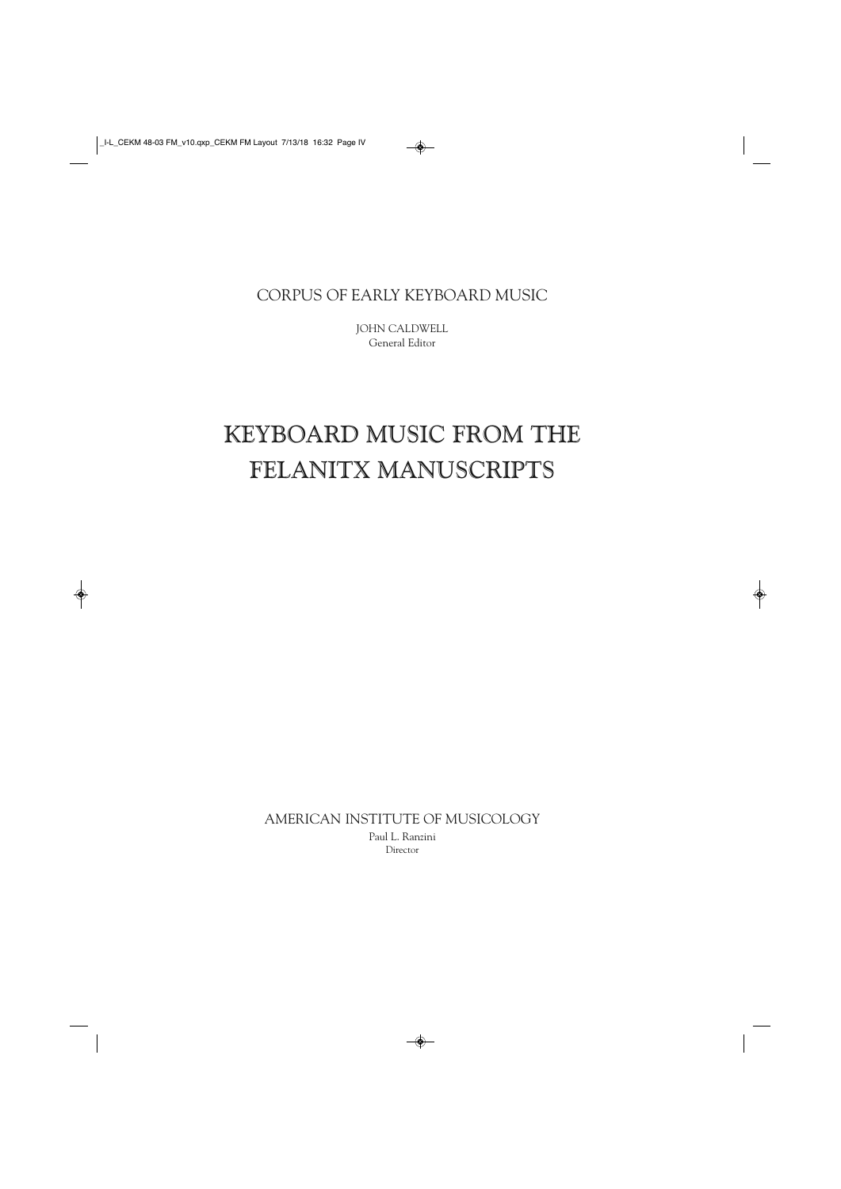CORPUS OF EARLY KEYBOARD MUSIC

JOHN CALDWELL
General Editor

# KEYBOARD MUSIC FROM THE FELANITX MANUSCRIPTS

AMERICAN INSTITUTE OF MUSICOLOGY

Paul L. Ranzini
Director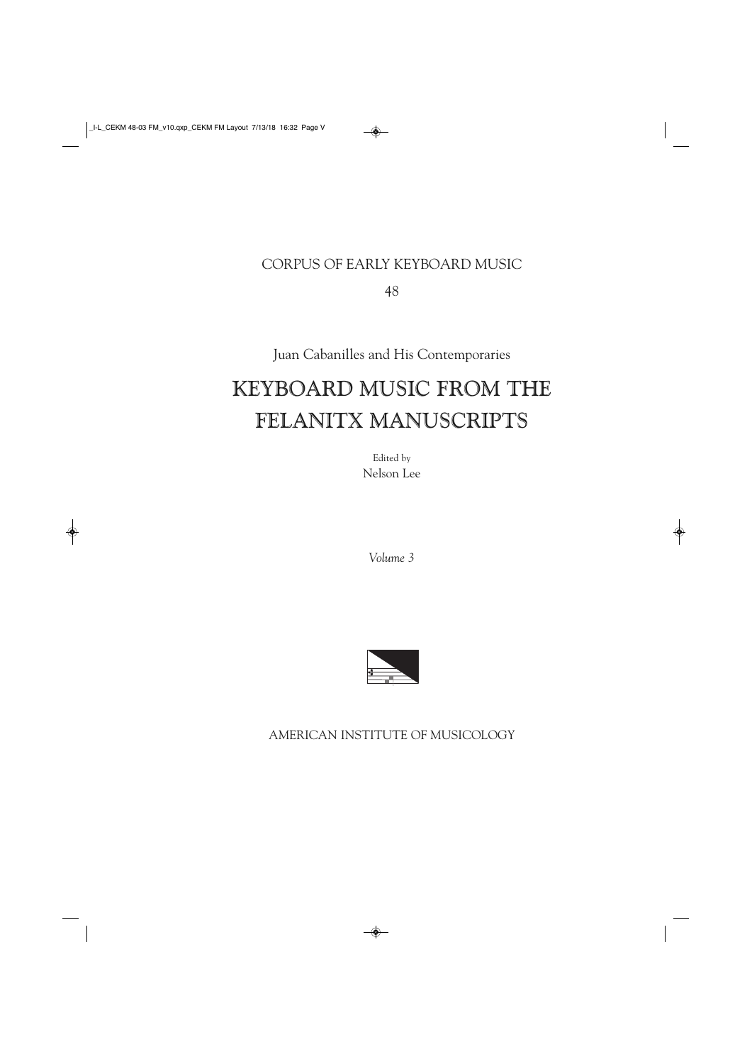CORPUS OF EARLY KEYBOARD MUSIC

48

Juan Cabanilles and His Contemporaries

# KEYBOARD MUSIC FROM THE FELANITX MANUSCRIPTS

Edited by
Nelson Lee

*Volume 3*

AMERICAN INSTITUTE OF MUSICOLOGY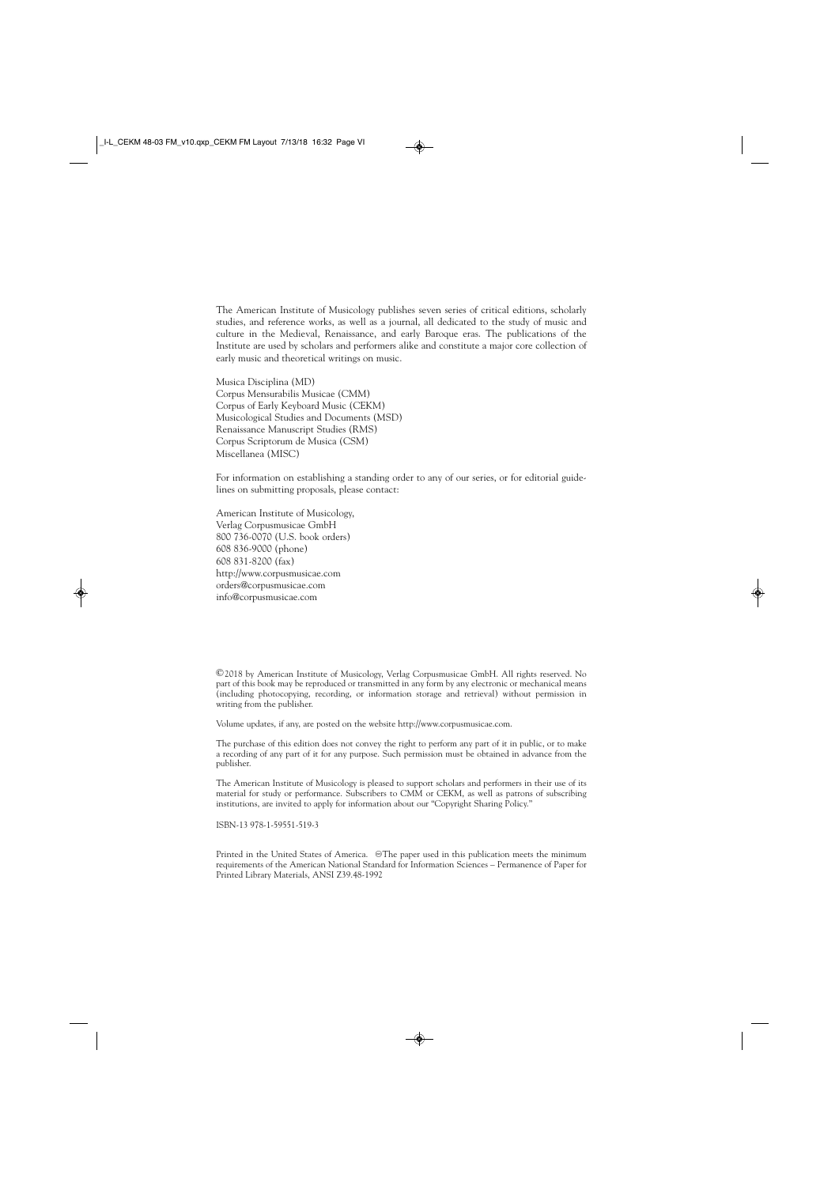The American Institute of Musicology publishes seven series of critical editions, scholarly studies, and reference works, as well as a journal, all dedicated to the study of music and culture in the Medieval, Renaissance, and early Baroque eras. The publications of the Institute are used by scholars and performers alike and constitute a major core collection of early music and theoretical writings on music.

Musica Disciplina (MD)
Corpus Mensurabilis Musicae (CMM)
Corpus of Early Keyboard Music (CEKM)
Musicological Studies and Documents (MSD)
Renaissance Manuscript Studies (RMS)
Corpus Scriptorum de Musica (CSM)
Miscellanea (MISC)

For information on establishing a standing order to any of our series, or for editorial guidelines on submitting proposals, please contact:

American Institute of Musicology,
Verlag Corpusmusicae GmbH
800 736-0070 (U.S. book orders)
608 836-9000 (phone)
608 831-8200 (fax)
http://www.corpusmusicae.com
orders@corpusmusicae.com
info@corpusmusicae.com

©2018 by American Institute of Musicology, Verlag Corpusmusicae GmbH. All rights reserved. No part of this book may be reproduced or transmitted in any form by any electronic or mechanical means (including photocopying, recording, or information storage and retrieval) without permission in writing from the publisher.

Volume updates, if any, are posted on the website http://www.corpusmusicae.com.

The purchase of this edition does not convey the right to perform any part of it in public, or to make a recording of any part of it for any purpose. Such permission must be obtained in advance from the publisher.

The American Institute of Musicology is pleased to support scholars and performers in their use of its material for study or performance. Subscribers to CMM or CEKM, as well as patrons of subscribing institutions, are invited to apply for information about our "Copyright Sharing Policy."

ISBN-13 978-1-59551-519-3

Printed in the United States of America. ♾The paper used in this publication meets the minimum requirements of the American National Standard for Information Sciences – Permanence of Paper for Printed Library Materials, ANSI Z39.48-1992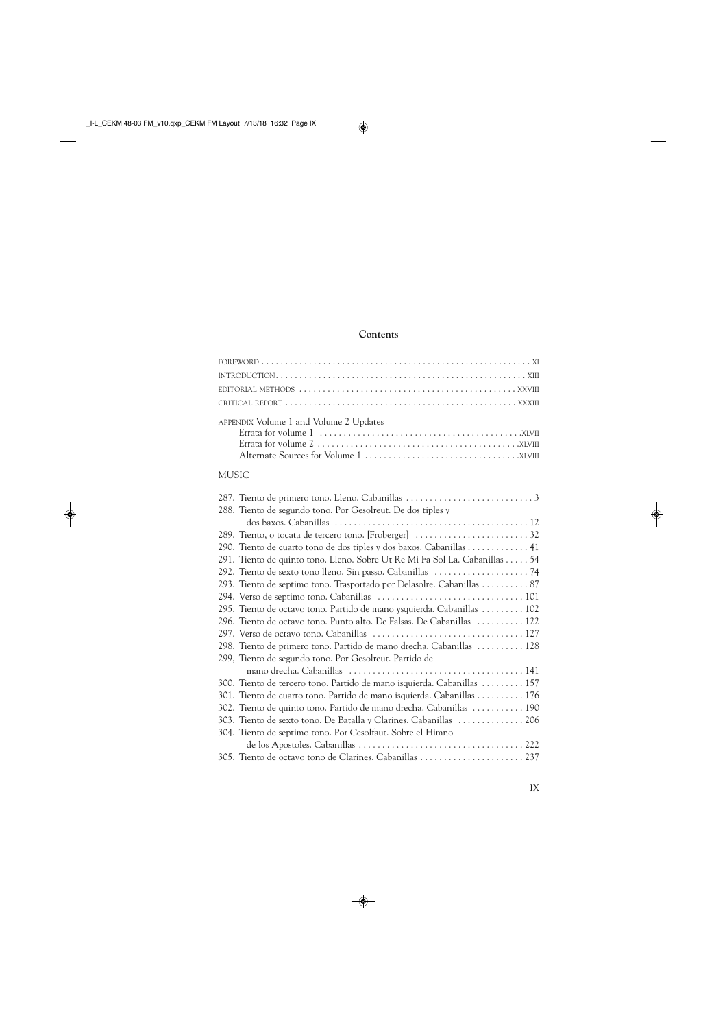## Contents

FOREWORD . . . . . . . . . . . . . . . . . . . . . . . . . . . . . . . . . . . . . . . . . . . . . . . . . . . . . . . . XI

INTRODUCTION. . . . . . . . . . . . . . . . . . . . . . . . . . . . . . . . . . . . . . . . . . . . . . . . . . . . . XIII

EDITORIAL METHODS . . . . . . . . . . . . . . . . . . . . . . . . . . . . . . . . . . . . . . . . . . . . . XXVIII

CRITICAL REPORT . . . . . . . . . . . . . . . . . . . . . . . . . . . . . . . . . . . . . . . . . . . . . . . . XXXIII

APPENDIX Volume 1 and Volume 2 Updates

- Errata for volume 1 . . . . . . . . . . . . . . . . . . . . . . . . . . . . . . . . . . . . . . . . . .XLVII
- Errata for volume 2 . . . . . . . . . . . . . . . . . . . . . . . . . . . . . . . . . . . . . . . . . .XLVIII
- Alternate Sources for Volume 1 . . . . . . . . . . . . . . . . . . . . . . . . . . . . . . . .XLVIII

MUSIC

287. Tiento de primero tono. Lleno. Cabanillas . . . . . . . . . . . . . . . . . . . . . . . . . . . 3
288. Tiento de segundo tono. Por Gesolreut. De dos tiples y dos baxos. Cabanillas . . . . . . . . . . . . . . . . . . . . . . . . . . . . . . . . . . . . . . . . 12
289. Tiento, o tocata de tercero tono. [Froberger] . . . . . . . . . . . . . . . . . . . . . . . . 32
290. Tiento de cuarto tono de dos tiples y dos baxos. Cabanillas . . . . . . . . . . . . . 41
291. Tiento de quinto tono. Lleno. Sobre Ut Re Mi Fa Sol La. Cabanillas . . . . . 54
292. Tiento de sexto tono lleno. Sin passo. Cabanillas . . . . . . . . . . . . . . . . . . . . 74
293. Tiento de septimo tono. Trasportado por Delasolre. Cabanillas . . . . . . . . . . 87
294. Verso de septimo tono. Cabanillas . . . . . . . . . . . . . . . . . . . . . . . . . . . . . . . 101
295. Tiento de octavo tono. Partido de mano ysquierda. Cabanillas . . . . . . . . . 102
296. Tiento de octavo tono. Punto alto. De Falsas. De Cabanillas . . . . . . . . . . 122
297. Verso de octavo tono. Cabanillas . . . . . . . . . . . . . . . . . . . . . . . . . . . . . . . 127
298. Tiento de primero tono. Partido de mano drecha. Cabanillas . . . . . . . . . . 128
299, Tiento de segundo tono. Por Gesolreut. Partido de mano drecha. Cabanillas . . . . . . . . . . . . . . . . . . . . . . . . . . . . . . . . . . . . 141
300. Tiento de tercero tono. Partido de mano isquierda. Cabanillas . . . . . . . . . 157
301. Tiento de cuarto tono. Partido de mano isquierda. Cabanillas . . . . . . . . . . 176
302. Tiento de quinto tono. Partido de mano drecha. Cabanillas . . . . . . . . . . . 190
303. Tiento de sexto tono. De Batalla y Clarines. Cabanillas . . . . . . . . . . . . . 206
304. Tiento de septimo tono. Por Cesolfaut. Sobre el Himno de los Apostoles. Cabanillas . . . . . . . . . . . . . . . . . . . . . . . . . . . . . . . . . . 222
305. Tiento de octavo tono de Clarines. Cabanillas . . . . . . . . . . . . . . . . . . . . . . 237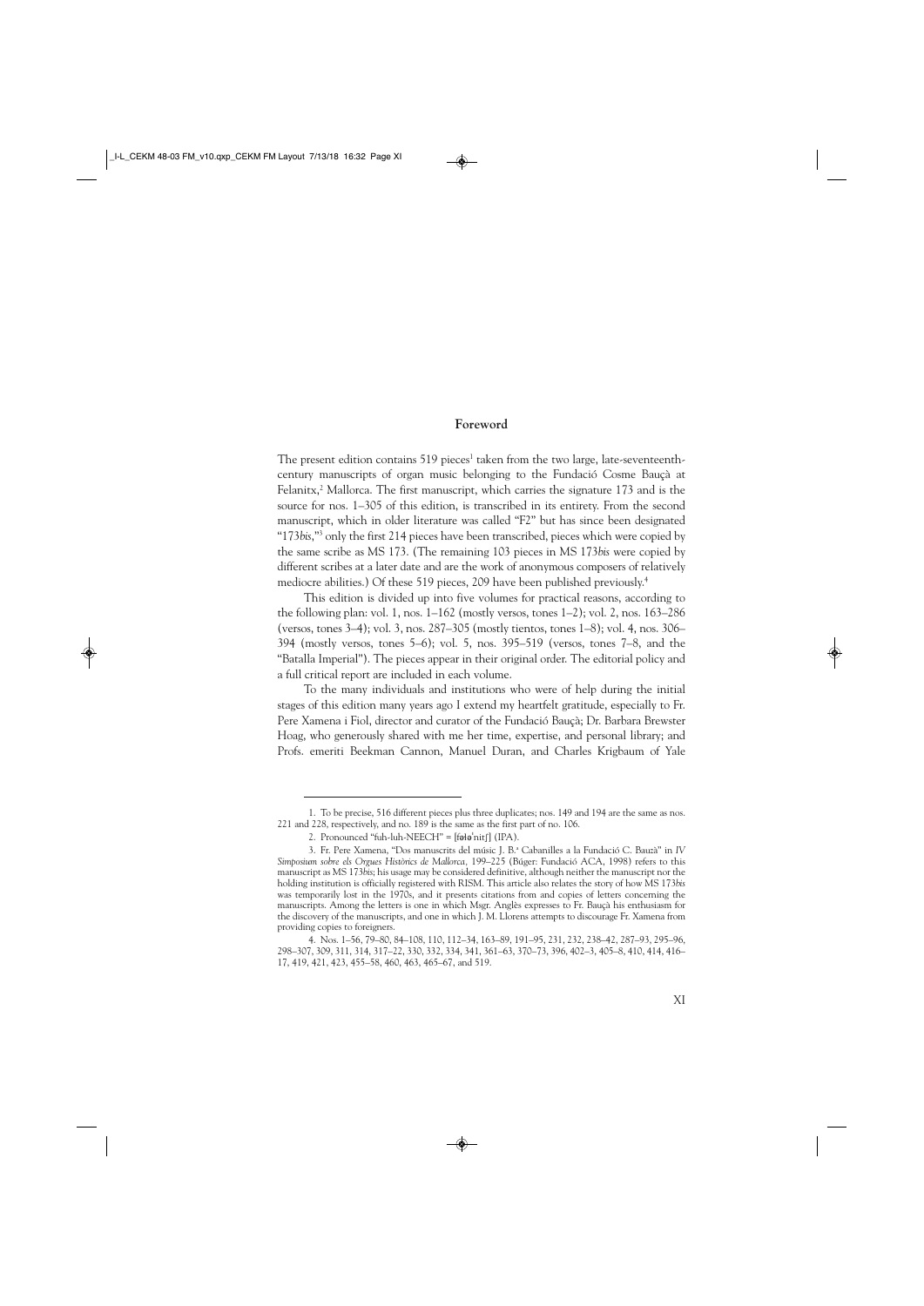## Foreword

The present edition contains 519 pieces[1] taken from the two large, late-seventeenth-century manuscripts of organ music belonging to the Fundació Cosme Bauçà at Felanitx,[2] Mallorca. The first manuscript, which carries the signature 173 and is the source for nos. 1–305 of this edition, is transcribed in its entirety. From the second manuscript, which in older literature was called "F2" but has since been designated "173*bis*,"[3] only the first 214 pieces have been transcribed, pieces which were copied by the same scribe as MS 173. (The remaining 103 pieces in MS 173*bis* were copied by different scribes at a later date and are the work of anonymous composers of relatively mediocre abilities.) Of these 519 pieces, 209 have been published previously.[4]

This edition is divided up into five volumes for practical reasons, according to the following plan: vol. 1, nos. 1–162 (mostly versos, tones 1–2); vol. 2, nos. 163–286 (versos, tones 3–4); vol. 3, nos. 287–305 (mostly tientos, tones 1–8); vol. 4, nos. 306–394 (mostly versos, tones 5–6); vol. 5, nos. 395–519 (versos, tones 7–8, and the "Batalla Imperial"). The pieces appear in their original order. The editorial policy and a full critical report are included in each volume.

To the many individuals and institutions who were of help during the initial stages of this edition many years ago I extend my heartfelt gratitude, especially to Fr. Pere Xamena i Fiol, director and curator of the Fundació Bauçà; Dr. Barbara Brewster Hoag, who generously shared with me her time, expertise, and personal library; and Profs. emeriti Beekman Cannon, Manuel Duran, and Charles Krigbaum of Yale

---

1. To be precise, 516 different pieces plus three duplicates; nos. 149 and 194 are the same as nos. 221 and 228, respectively, and no. 189 is the same as the first part of no. 106.

2. Pronounced "fuh-luh-NEECH" = [fələˈnitʃ] (IPA).

3. Fr. Pere Xamena, "Dos manuscrits del músic J. B.ª Cabanilles a la Fundació C. Bauzà" in *IV Simposium sobre els Orgues Històrics de Mallorca,* 199–225 (Búger: Fundació ACA, 1998) refers to this manuscript as MS 173*bis*; his usage may be considered definitive, although neither the manuscript nor the holding institution is officially registered with RISM. This article also relates the story of how MS 173*bis* was temporarily lost in the 1970s, and it presents citations from and copies of letters concerning the manuscripts. Among the letters is one in which Msgr. Anglès expresses to Fr. Bauçà his enthusiasm for the discovery of the manuscripts, and one in which J. M. Llorens attempts to discourage Fr. Xamena from providing copies to foreigners.

4. Nos. 1–56, 79–80, 84–108, 110, 112–34, 163–89, 191–95, 231, 232, 238–42, 287–93, 295–96, 298–307, 309, 311, 314, 317–22, 330, 332, 334, 341, 361–63, 370–73, 396, 402–3, 405–8, 410, 414, 416–17, 419, 421, 423, 455–58, 460, 463, 465–67, and 519.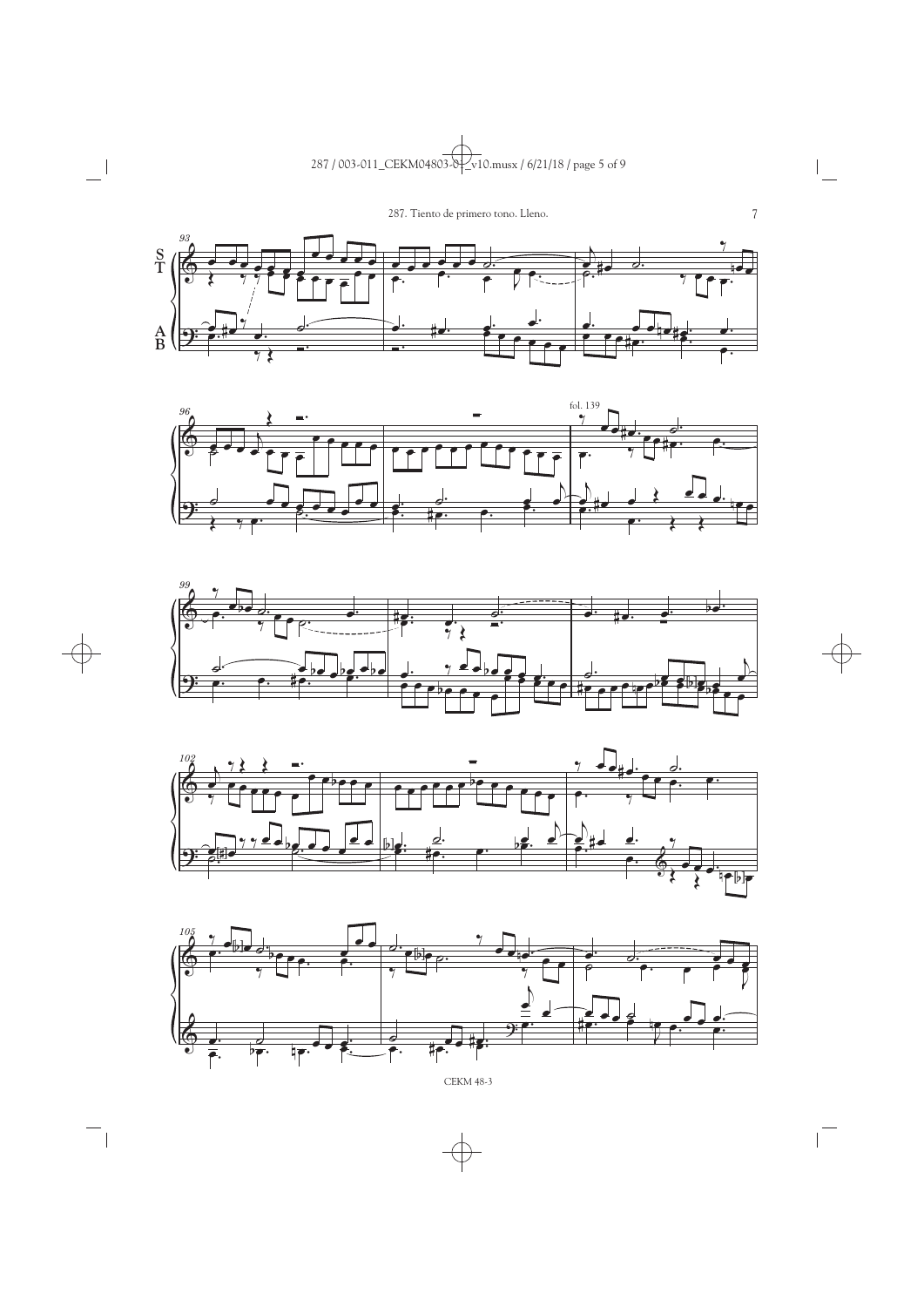S
T

A
B

fol. 139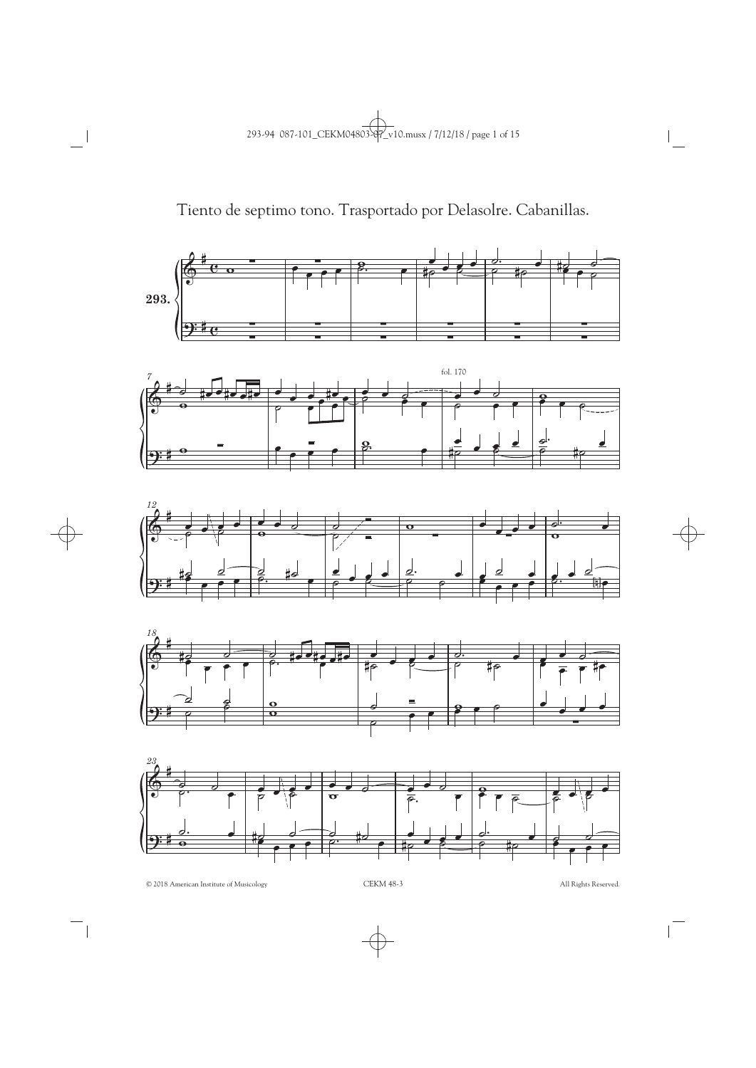# Tiento de septimo tono. Trasportado por Delasolre. Cabanillas.

293.

fol. 170

© 2018 American Institute of Musicology

CEKM 48-3

All Rights Reserved.